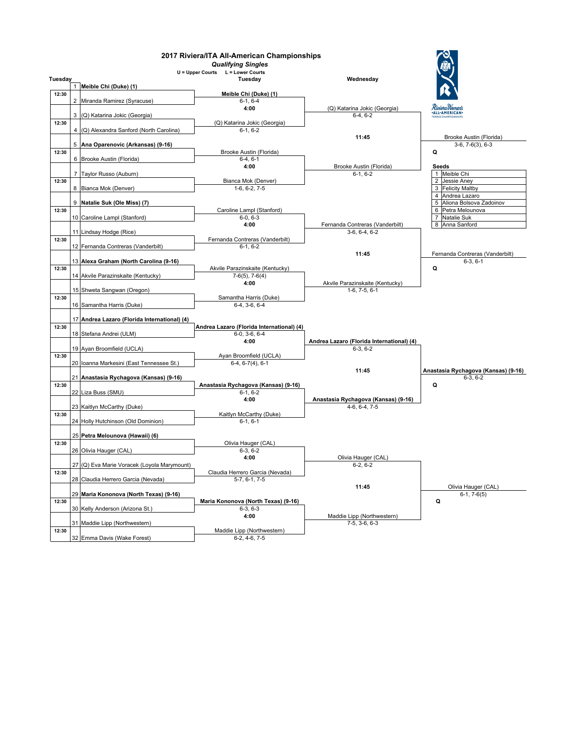# 2017 Riviera/ITA All-American Championships

***Qualifying Singles***

**U = Upper Courts L = Lower Courts**

| Time | # | Tuesday (First Round) | Tuesday (Second Round) | Wednesday | Qualifier |
|---|---|---|---|---|---|
| 12:30 | 1 | **Meible Chi (Duke) (1)** | **Meible Chi (Duke) (1)** 6-1, 6-4 | | |
| | 2 | Miranda Ramirez (Syracuse) | | (Q) Katarina Jokic (Georgia) 6-4, 6-2 | |
| 12:30 | 3 | (Q) Katarina Jokic (Georgia) | 4:00 (Q) Katarina Jokic (Georgia) 6-1, 6-2 | | |
| | 4 | (Q) Alexandra Sanford (North Carolina) | | 11:45 | Brooke Austin (Florida) 3-6, 7-6(3), 6-3 **Q** |
| 12:30 | 5 | **Ana Oparenovic (Arkansas) (9-16)** | Brooke Austin (Florida) 6-4, 6-1 | | |
| | 6 | Brooke Austin (Florida) | | Brooke Austin (Florida) 6-1, 6-2 | |
| 12:30 | 7 | Taylor Russo (Auburn) | 4:00 Bianca Mok (Denver) 1-6, 6-2, 7-5 | | |
| | 8 | Bianca Mok (Denver) | | | |
| 12:30 | 9 | **Natalie Suk (Ole Miss) (7)** | Caroline Lampl (Stanford) 6-0, 6-3 | | |
| | 10 | Caroline Lampl (Stanford) | | Fernanda Contreras (Vanderbilt) 3-6, 6-4, 6-2 | |
| 12:30 | 11 | Lindsay Hodge (Rice) | 4:00 Fernanda Contreras (Vanderbilt) 6-1, 6-2 | | |
| | 12 | Fernanda Contreras (Vanderbilt) | | 11:45 | Fernanda Contreras (Vanderbilt) 6-3, 6-1 **Q** |
| 12:30 | 13 | **Alexa Graham (North Carolina (9-16)** | Akvile Parazinskaite (Kentucky) 7-6(5), 7-6(4) | | |
| | 14 | Akvile Parazinskaite (Kentucky) | | Akvile Parazinskaite (Kentucky) 1-6, 7-5, 6-1 | |
| 12:30 | 15 | Shweta Sangwan (Oregon) | 4:00 Samantha Harris (Duke) 6-4, 3-6, 6-4 | | |
| | 16 | Samantha Harris (Duke) | | | |
| 12:30 | 17 | **Andrea Lazaro (Florida International) (4)** | **Andrea Lazaro (Florida International) (4)** 6-0, 3-6, 6-4 | | |
| | 18 | Stefana Andrei (ULM) | | **Andrea Lazaro (Florida International) (4)** 6-3, 6-2 | |
| 12:30 | 19 | Ayan Broomfield (UCLA) | 4:00 Ayan Broomfield (UCLA) 6-4, 6-7(4), 6-1 | | |
| | 20 | Ioanna Markesini (East Tennessee St.) | | 11:45 | **Anastasia Rychagova (Kansas) (9-16)** 6-3, 6-2 **Q** |
| 12:30 | 21 | **Anastasia Rychagova (Kansas) (9-16)** | **Anastasia Rychagova (Kansas) (9-16)** 6-1, 6-2 | | |
| | 22 | Liza Buss (SMU) | | **Anastasia Rychagova (Kansas) (9-16)** 4-6, 6-4, 7-5 | |
| 12:30 | 23 | Kaitlyn McCarthy (Duke) | 4:00 Kaitlyn McCarthy (Duke) 6-1, 6-1 | | |
| | 24 | Holly Hutchinson (Old Dominion) | | | |
| 12:30 | 25 | **Petra Melounova (Hawaii) (6)** | Olivia Hauger (CAL) 6-3, 6-2 | | |
| | 26 | Olivia Hauger (CAL) | | Olivia Hauger (CAL) 6-2, 6-2 | |
| 12:30 | 27 | (Q) Eva Marie Voracek (Loyola Marymount) | 4:00 Claudia Herrero Garcia (Nevada) 5-7, 6-1, 7-5 | | |
| | 28 | Claudia Herrero Garcia (Nevada) | | 11:45 | Olivia Hauger (CAL) 6-1, 7-6(5) **Q** |
| 12:30 | 29 | **Maria Kononova (North Texas) (9-16)** | **Maria Kononova (North Texas) (9-16)** 6-3, 6-3 | | |
| | 30 | Kelly Anderson (Arizona St.) | | Maddie Lipp (Northwestern) 7-5, 3-6, 6-3 | |
| 12:30 | 31 | Maddie Lipp (Northwestern) | 4:00 Maddie Lipp (Northwestern) 6-2, 4-6, 7-5 | | |
| | 32 | Emma Davis (Wake Forest) | | | |

**Seeds**

| # | Player |
|---|---|
| 1 | Meible Chi |
| 2 | Jessie Aney |
| 3 | Felicity Maltby |
| 4 | Andrea Lazaro |
| 5 | Aliona Bolsova Zadoinov |
| 6 | Petra Melounova |
| 7 | Natalie Suk |
| 8 | Anna Sanford |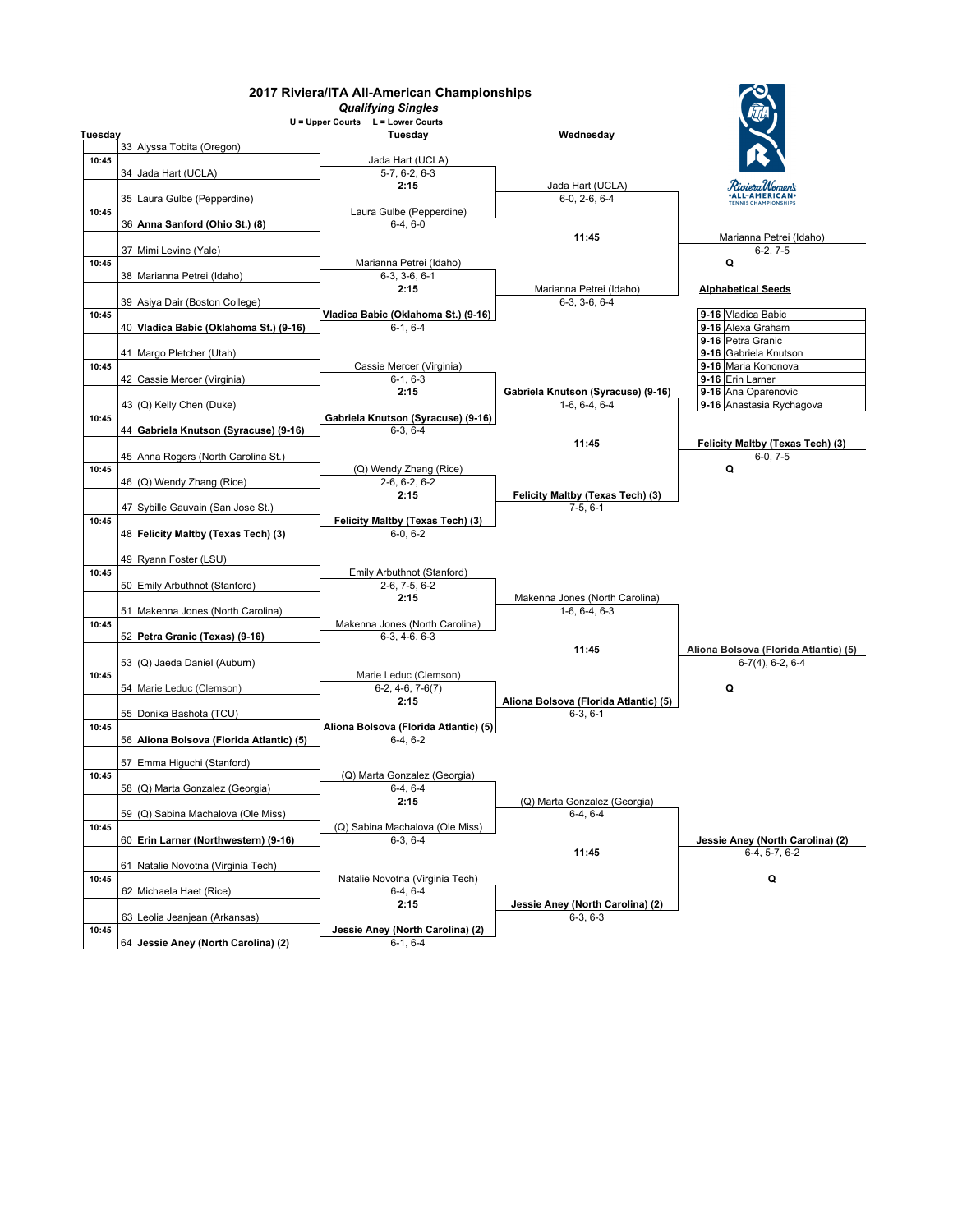## 2017 Riviera/ITA All-American Championships

### *Qualifying Singles*

U = Upper Courts L = Lower Courts

| Tuesday | | Tuesday | Wednesday | |
|---|---|---|---|---|
| | 33 Alyssa Tobita (Oregon) | | | |
| 10:45 | 34 Jada Hart (UCLA) | Jada Hart (UCLA) 5-7, 6-2, 6-3 | | |
| | | 2:15 | Jada Hart (UCLA) 6-0, 2-6, 6-4 | |
| | 35 Laura Gulbe (Pepperdine) | | | |
| 10:45 | 36 **Anna Sanford (Ohio St.) (8)** | Laura Gulbe (Pepperdine) 6-4, 6-0 | | |
| | | | 11:45 | Marianna Petrei (Idaho) 6-2, 7-5 Q |
| | 37 Mimi Levine (Yale) | | | |
| 10:45 | 38 Marianna Petrei (Idaho) | Marianna Petrei (Idaho) 6-3, 3-6, 6-1 | | |
| | | 2:15 | Marianna Petrei (Idaho) 6-3, 3-6, 6-4 | |
| | 39 Asiya Dair (Boston College) | | | |
| 10:45 | 40 **Vladica Babic (Oklahoma St.) (9-16)** | **Vladica Babic (Oklahoma St.) (9-16)** 6-1, 6-4 | | |
| | 41 Margo Pletcher (Utah) | | | |
| 10:45 | 42 Cassie Mercer (Virginia) | Cassie Mercer (Virginia) 6-1, 6-3 | | |
| | | 2:15 | **Gabriela Knutson (Syracuse) (9-16)** 1-6, 6-4, 6-4 | |
| | 43 (Q) Kelly Chen (Duke) | | | |
| 10:45 | 44 **Gabriela Knutson (Syracuse) (9-16)** | **Gabriela Knutson (Syracuse) (9-16)** 6-3, 6-4 | | |
| | | | 11:45 | **Felicity Maltby (Texas Tech) (3)** 6-0, 7-5 Q |
| | 45 Anna Rogers (North Carolina St.) | | | |
| 10:45 | 46 (Q) Wendy Zhang (Rice) | (Q) Wendy Zhang (Rice) 2-6, 6-2, 6-2 | | |
| | | 2:15 | **Felicity Maltby (Texas Tech) (3)** 7-5, 6-1 | |
| | 47 Sybille Gauvain (San Jose St.) | | | |
| 10:45 | 48 **Felicity Maltby (Texas Tech) (3)** | **Felicity Maltby (Texas Tech) (3)** 6-0, 6-2 | | |
| | 49 Ryann Foster (LSU) | | | |
| 10:45 | 50 Emily Arbuthnot (Stanford) | Emily Arbuthnot (Stanford) 2-6, 7-5, 6-2 | | |
| | | 2:15 | Makenna Jones (North Carolina) 1-6, 6-4, 6-3 | |
| | 51 Makenna Jones (North Carolina) | | | |
| 10:45 | 52 **Petra Granic (Texas) (9-16)** | Makenna Jones (North Carolina) 6-3, 4-6, 6-3 | | |
| | | | 11:45 | **Aliona Bolsova (Florida Atlantic) (5)** 6-7(4), 6-2, 6-4 Q |
| | 53 (Q) Jaeda Daniel (Auburn) | | | |
| 10:45 | 54 Marie Leduc (Clemson) | Marie Leduc (Clemson) 6-2, 4-6, 7-6(7) | | |
| | | 2:15 | **Aliona Bolsova (Florida Atlantic) (5)** 6-3, 6-1 | |
| | 55 Donika Bashota (TCU) | | | |
| 10:45 | 56 **Aliona Bolsova (Florida Atlantic) (5)** | **Aliona Bolsova (Florida Atlantic) (5)** 6-4, 6-2 | | |
| | 57 Emma Higuchi (Stanford) | | | |
| 10:45 | 58 (Q) Marta Gonzalez (Georgia) | (Q) Marta Gonzalez (Georgia) 6-4, 6-4 | | |
| | | 2:15 | (Q) Marta Gonzalez (Georgia) 6-4, 6-4 | |
| | 59 (Q) Sabina Machalova (Ole Miss) | | | |
| 10:45 | 60 **Erin Larner (Northwestern) (9-16)** | (Q) Sabina Machalova (Ole Miss) 6-3, 6-4 | | |
| | | | 11:45 | **Jessie Aney (North Carolina) (2)** 6-4, 5-7, 6-2 Q |
| | 61 Natalie Novotna (Virginia Tech) | | | |
| 10:45 | 62 Michaela Haet (Rice) | Natalie Novotna (Virginia Tech) 6-4, 6-4 | | |
| | | 2:15 | **Jessie Aney (North Carolina) (2)** 6-3, 6-3 | |
| | 63 Leolia Jeanjean (Arkansas) | | | |
| 10:45 | 64 **Jessie Aney (North Carolina) (2)** | **Jessie Aney (North Carolina) (2)** 6-1, 6-4 | | |

**Alphabetical Seeds**

| | |
|---|---|
| **9-16** | Vladica Babic |
| **9-16** | Alexa Graham |
| **9-16** | Petra Granic |
| **9-16** | Gabriela Knutson |
| **9-16** | Maria Kononova |
| **9-16** | Erin Larner |
| **9-16** | Ana Oparenovic |
| **9-16** | Anastasia Rychagova |